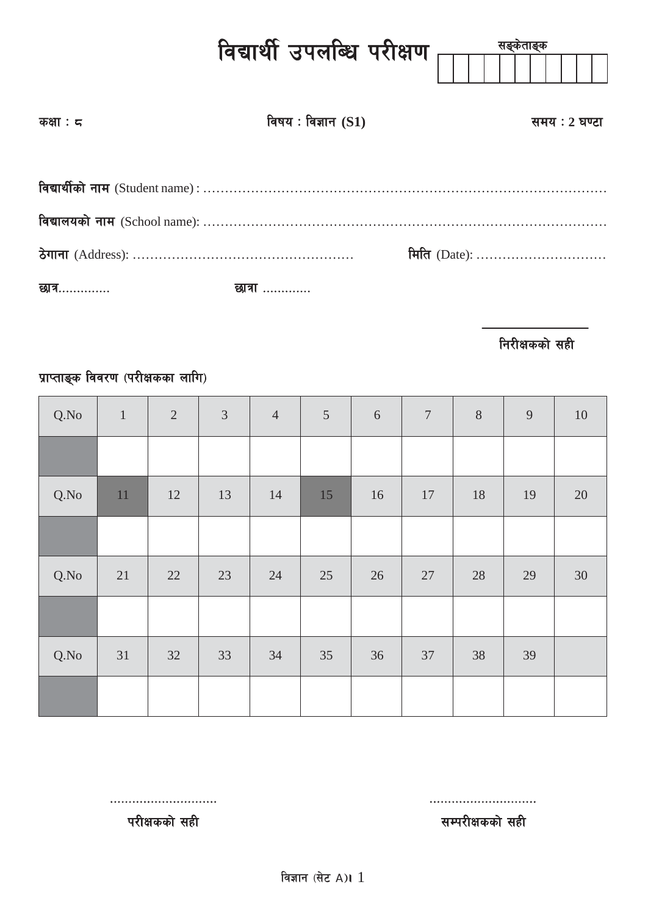# विद्यार्थी उपलब्धि परीक्षण

सङ्केताङ्क

| | | | | | | | | | | |
|---|---|---|---|---|---|---|---|---|---|---|
| | | | | | | | | | | |

**कक्षा : ८** **विषय : विज्ञान (S1)** **समय : 2 घण्टा**

**विद्यार्थीको नाम** (Student name) : ………………………………………………………………………………

**विद्यालयको नाम** (School name): ………………………………………………………………………………

**ठेगाना** (Address): …………………………………………… **मिति** (Date): …………………………

**छात्र**………….. **छात्रा** …………

**निरीक्षकको सही**

**प्राप्ताङ्क विवरण (परीक्षकका लागि)**

| Q.No | 1 | 2 | 3 | 4 | 5 | 6 | 7 | 8 | 9 | 10 |
|---|---|---|---|---|---|---|---|---|---|---|
| | | | | | | | | | | |
| Q.No | 11 | 12 | 13 | 14 | 15 | 16 | 17 | 18 | 19 | 20 |
| | | | | | | | | | | |
| Q.No | 21 | 22 | 23 | 24 | 25 | 26 | 27 | 28 | 29 | 30 |
| | | | | | | | | | | |
| Q.No | 31 | 32 | 33 | 34 | 35 | 36 | 37 | 38 | 39 | |
| | | | | | | | | | | |

………………………… …………………………

**परीक्षकको सही** **सम्परीक्षकको सही**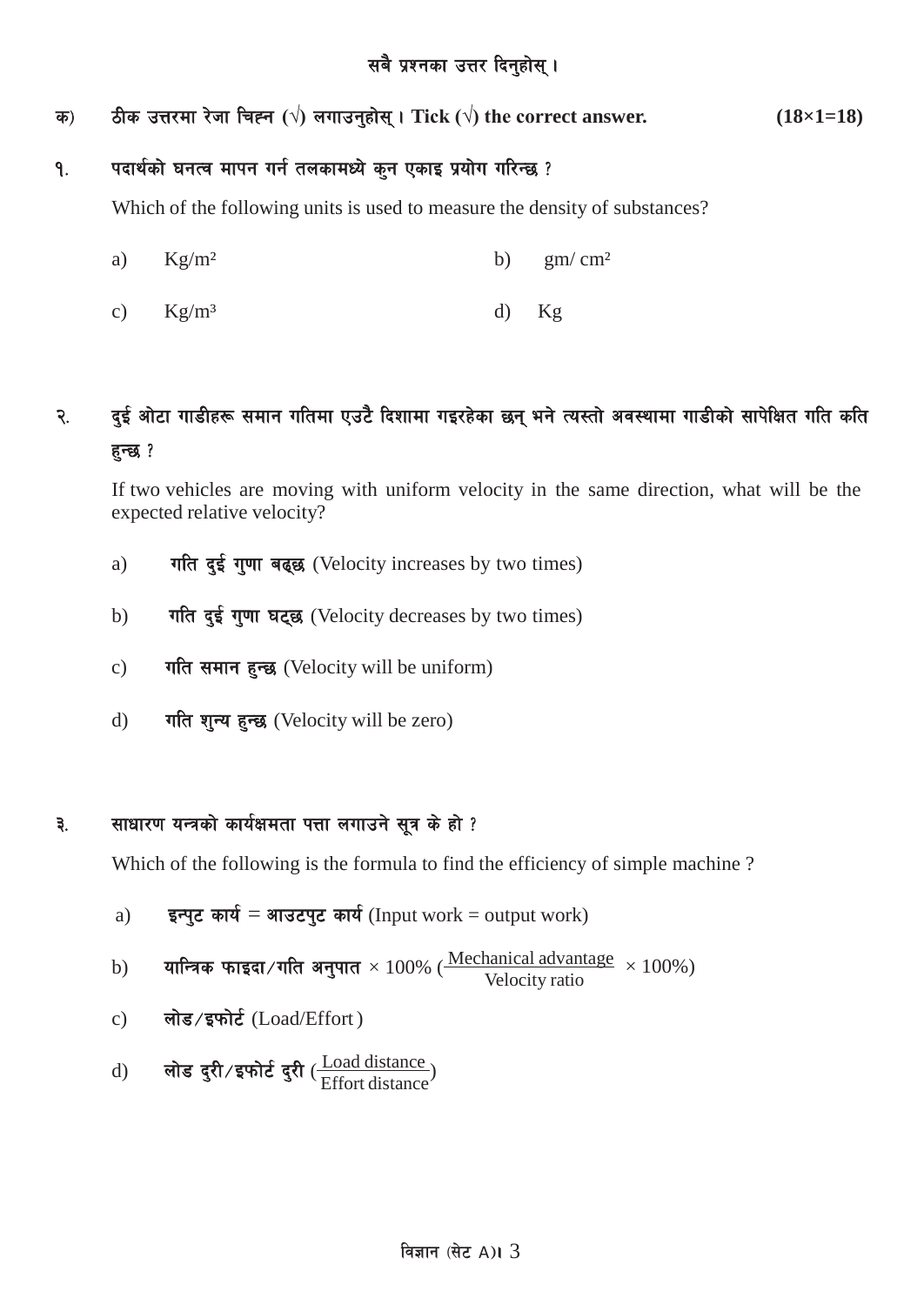सबै प्रश्नका उत्तर दिनुहोस् ।

**क) ठीक उत्तरमा रेजा चिह्न (√) लगाउनुहोस् । Tick (√) the correct answer.** **(18×1=18)**

**१. पदार्थको घनत्व मापन गर्न तलकामध्ये कुन एकाइ प्रयोग गरिन्छ ?**

Which of the following units is used to measure the density of substances?

a) $Kg/m^2$ b) $gm/cm^2$

c) $Kg/m^3$ d) Kg

**२. दुई ओटा गाडीहरू समान गतिमा एउटै दिशामा गइरहेका छन् भने त्यस्तो अवस्थामा गाडीको सापेक्षित गति कति हुन्छ ?**

If two vehicles are moving with uniform velocity in the same direction, what will be the expected relative velocity?

a) **गति दुई गुणा बढ्छ** (Velocity increases by two times)

b) **गति दुई गुणा घट्छ** (Velocity decreases by two times)

c) **गति समान हुन्छ** (Velocity will be uniform)

d) **गति शुन्य हुन्छ** (Velocity will be zero)

**३. साधारण यन्त्रको कार्यक्षमता पत्ता लगाउने सूत्र के हो ?**

Which of the following is the formula to find the efficiency of simple machine ?

a) **इन्पुट कार्य = आउटपुट कार्य** (Input work = output work)

b) **यान्त्रिक फाइदा/गति अनुपात** × 100% ($\frac{\text{Mechanical advantage}}{\text{Velocity ratio}} \times 100\%$)

c) **लोड/इफोर्ट** (Load/Effort)

d) **लोड दुरी/इफोर्ट दुरी** ($\frac{\text{Load distance}}{\text{Effort distance}}$)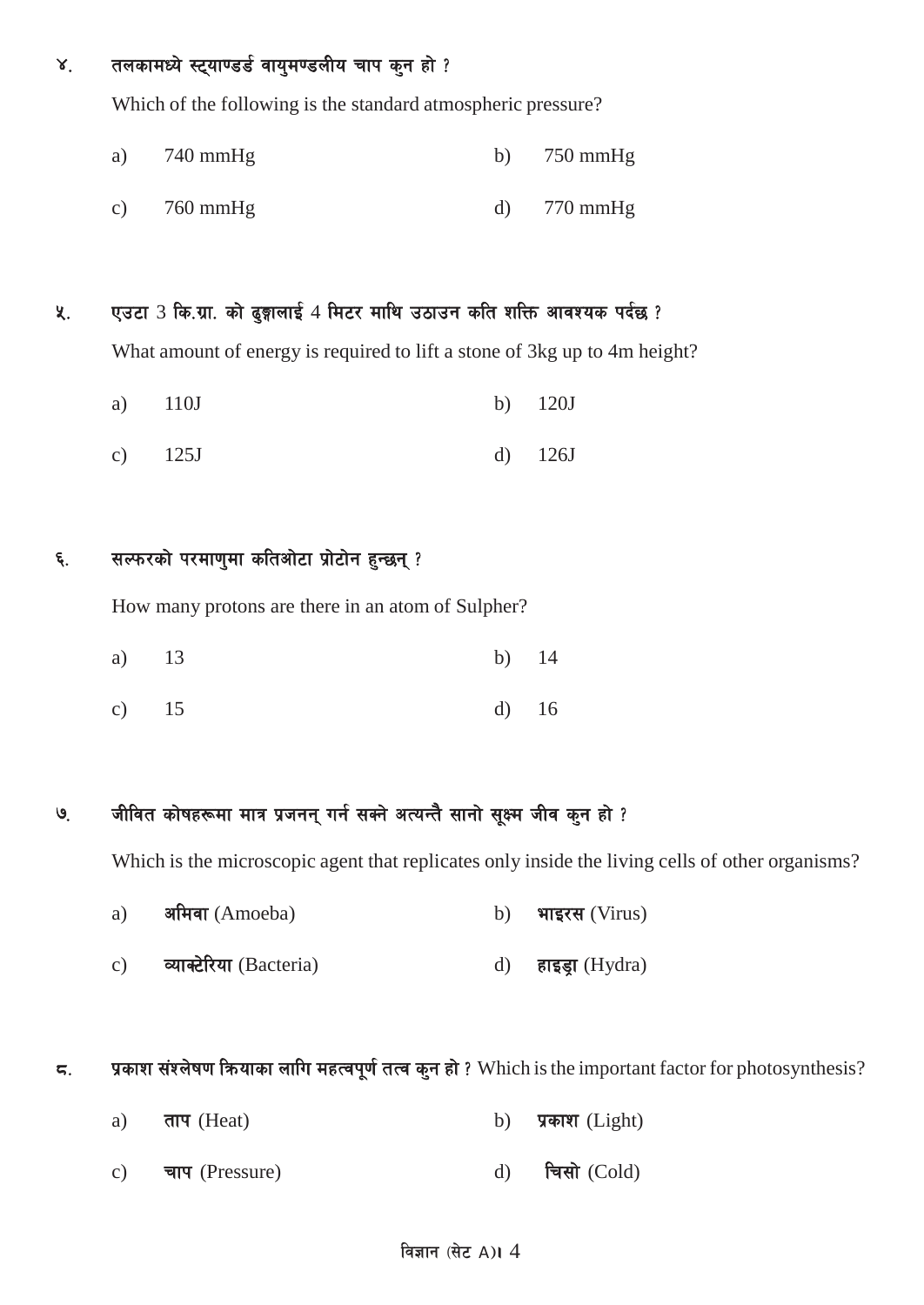४. तलकामध्ये स्ट्याण्डर्ड वायुमण्डलीय चाप कुन हो ?

Which of the following is the standard atmospheric pressure?

a) 740 mmHg  b) 750 mmHg

c) 760 mmHg  d) 770 mmHg

५. एउटा 3 कि.ग्रा. को ढुङ्गालाई 4 मिटर माथि उठाउन कति शक्ति आवश्यक पर्दछ ?

What amount of energy is required to lift a stone of 3kg up to 4m height?

a) 110J  b) 120J

c) 125J  d) 126J

६. सल्फरको परमाणुमा कतिओटा प्रोटोन हुन्छन् ?

How many protons are there in an atom of Sulpher?

a) 13  b) 14

c) 15  d) 16

७. जीवित कोषहरूमा मात्र प्रजनन् गर्न सक्ने अत्यन्तै सानो सूक्ष्म जीव कुन हो ?

Which is the microscopic agent that replicates only inside the living cells of other organisms?

a) **अमिवा** (Amoeba)  b) **भाइरस** (Virus)

c) **व्याक्टेरिया** (Bacteria)  d) **हाइड्रा** (Hydra)

८. **प्रकाश संश्लेषण क्रियाका लागि महत्वपूर्ण तत्व कुन हो ?** Which is the important factor for photosynthesis?

a) **ताप** (Heat)  b) **प्रकाश** (Light)

c) **चाप** (Pressure)  d) **चिसो** (Cold)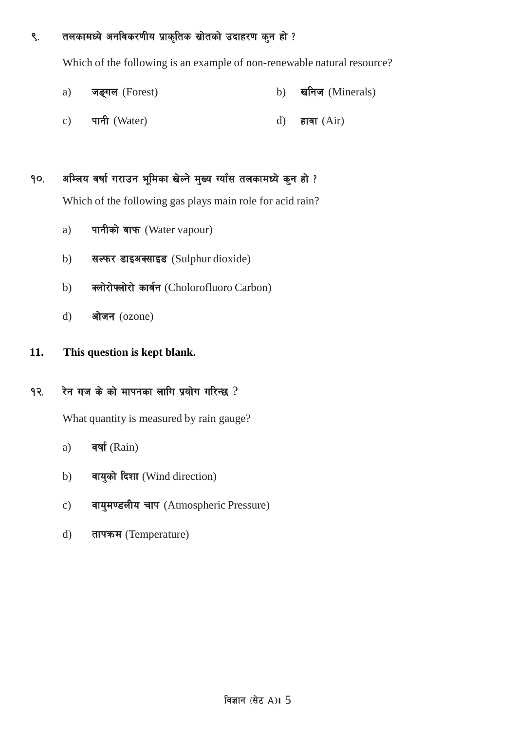९. तलकामध्ये अनविकरणीय प्राकृतिक स्रोतको उदाहरण कुन हो ?

Which of the following is an example of non-renewable natural resource?

a) जङ्गल (Forest) b) खनिज (Minerals)

c) पानी (Water) d) हावा (Air)

१०. अम्लिय वर्षा गराउन भूमिका खेल्ने मुख्य ग्याँस तलकामध्ये कुन हो ?

Which of the following gas plays main role for acid rain?

a) पानीको वाफ (Water vapour)

b) सल्फर डाइअक्साइड (Sulphur dioxide)

b) क्लोरोफ्लोरो कार्वन (Cholorofluoro Carbon)

d) ओजन (ozone)

**11. This question is kept blank.**

१२. रेन गज के को मापनका लागि प्रयोग गरिन्छ ?

What quantity is measured by rain gauge?

a) वर्षा (Rain)

b) वायुको दिशा (Wind direction)

c) वायुमण्डलीय चाप (Atmospheric Pressure)

d) तापक्रम (Temperature)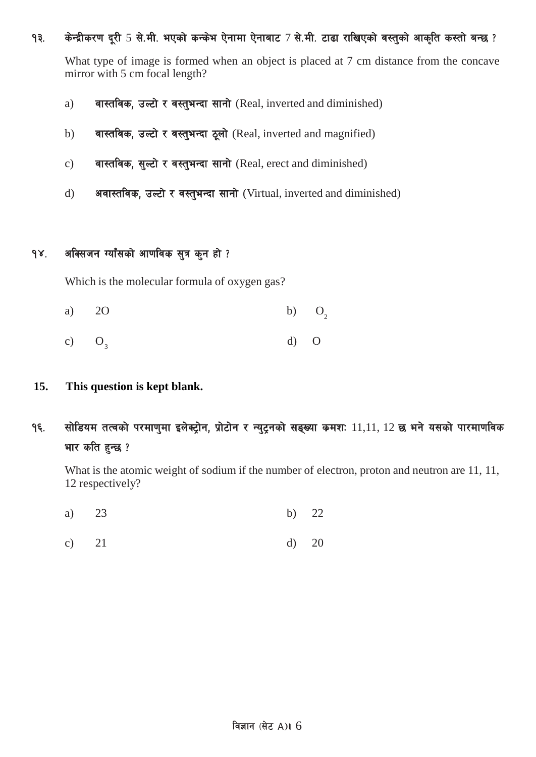१३. केन्द्रीकरण दूरी 5 से.मी. भएको कन्केभ ऐनामा ऐनाबाट 7 से.मी. टाढा राखिएको वस्तुको आकृति कस्तो बन्छ ?

What type of image is formed when an object is placed at 7 cm distance from the concave mirror with 5 cm focal length?

a) **वास्तविक, उल्टो र वस्तुभन्दा सानो** (Real, inverted and diminished)

b) **वास्तविक, उल्टो र वस्तुभन्दा ठूलो** (Real, inverted and magnified)

c) **वास्तविक, सुल्टो र वस्तुभन्दा सानो** (Real, erect and diminished)

d) **अवास्तविक, उल्टो र वस्तुभन्दा सानो** (Virtual, inverted and diminished)

१४. अक्सिजन ग्याँसको आणविक सुत्र कुन हो ?

Which is the molecular formula of oxygen gas?

a) 2O

b) $O_2$

c) $O_3$

d) O

**15. This question is kept blank.**

१६. सोडियम तत्वको परमाणुमा इलेक्ट्रोन, प्रोटोन र न्युट्रनको सङ्ख्या क्रमशः 11,11, 12 छ भने यसको पारमाणविक भार कति हुन्छ ?

What is the atomic weight of sodium if the number of electron, proton and neutron are 11, 11, 12 respectively?

a) 23

b) 22

c) 21

d) 20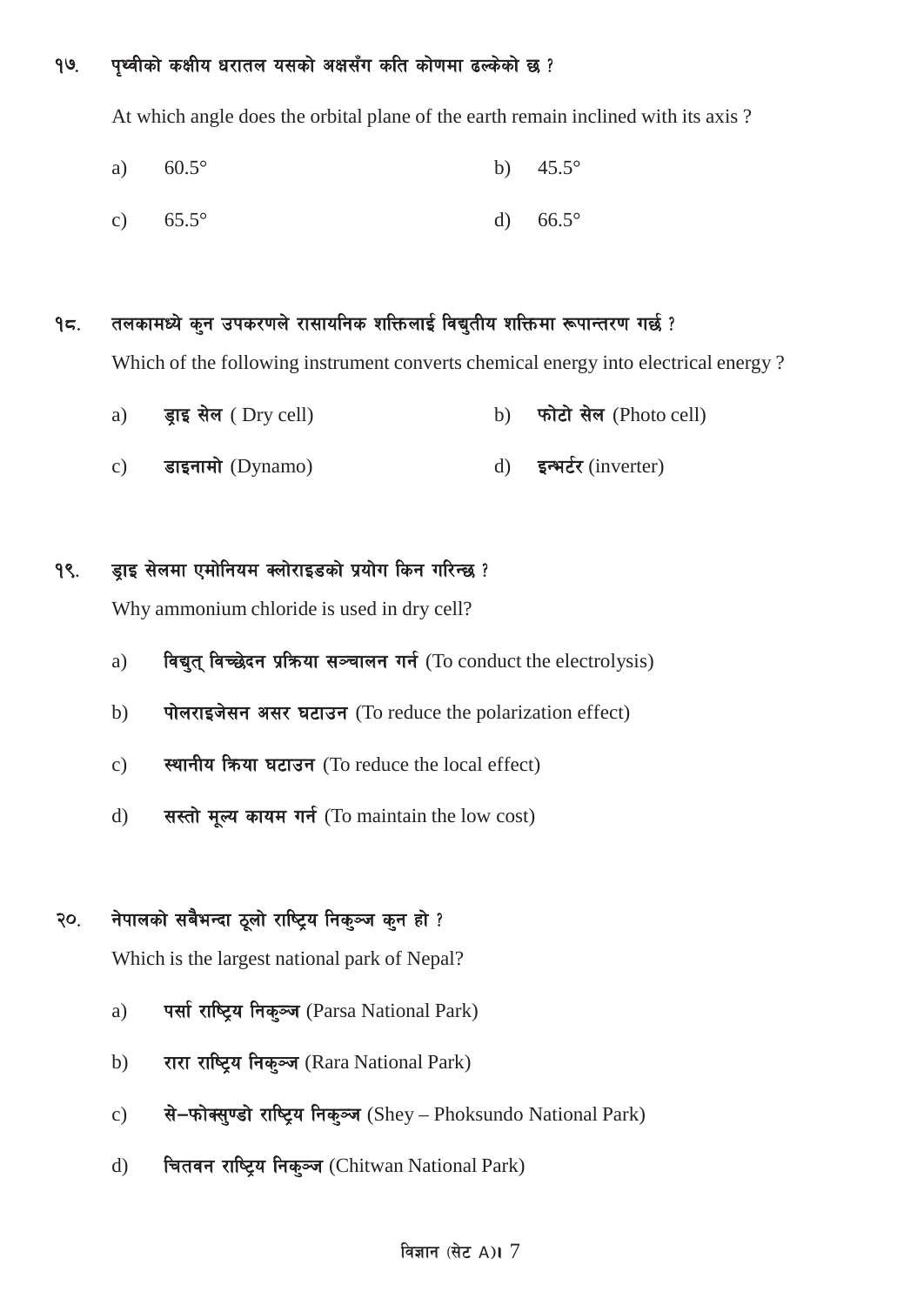१७. पृथ्वीको कक्षीय धरातल यसको अक्षसँग कति कोणमा ढल्केको छ ?

At which angle does the orbital plane of the earth remain inclined with its axis ?

a) 60.5° b) 45.5°

c) 65.5° d) 66.5°

१८. तलकामध्ये कुन उपकरणले रासायनिक शक्तिलाई विद्युतीय शक्तिमा रूपान्तरण गर्छ ?

Which of the following instrument converts chemical energy into electrical energy ?

a) **ड्राइ सेल** ( Dry cell) b) **फोटो सेल** (Photo cell)

c) **डाइनामो** (Dynamo) d) **इन्भर्टर** (inverter)

१९. ड्राइ सेलमा एमोनियम क्लोराइडको प्रयोग किन गरिन्छ ?

Why ammonium chloride is used in dry cell?

a) **विद्युत् विच्छेदन प्रक्रिया सञ्चालन गर्न** (To conduct the electrolysis)

b) **पोलराइजेसन असर घटाउन** (To reduce the polarization effect)

c) **स्थानीय क्रिया घटाउन** (To reduce the local effect)

d) **सस्तो मूल्य कायम गर्न** (To maintain the low cost)

२०. नेपालको सबैभन्दा ठूलो राष्ट्रिय निकुञ्ज कुन हो ?

Which is the largest national park of Nepal?

a) **पर्सा राष्ट्रिय निकुञ्ज** (Parsa National Park)

b) **रारा राष्ट्रिय निकुञ्ज** (Rara National Park)

c) **से–फोक्सुण्डो राष्ट्रिय निकुञ्ज** (Shey – Phoksundo National Park)

d) **चितवन राष्ट्रिय निकुञ्ज** (Chitwan National Park)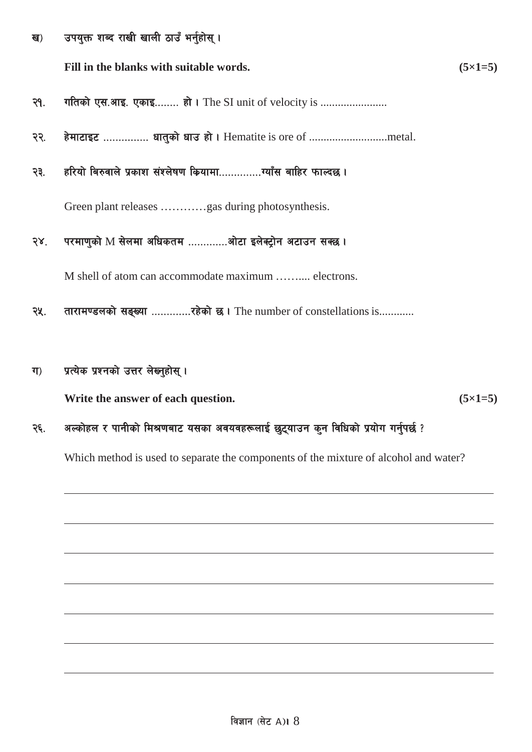ख) उपयुक्त शब्द राखी खाली ठाउँ भर्नुहोस् ।

**Fill in the blanks with suitable words.** **(5×1=5)**

२१. **गतिको एस.आइ. एकाइ........ हो ।** The SI unit of velocity is .......................

२२. **हेमाटाइट ............... धातुको धाउ हो ।** Hematite is ore of ...........................metal.

२३. **हरियो बिरुवाले प्रकाश संश्लेषण क्रियामा.............ग्याँस बाहिर फाल्दछ ।**

Green plant releases …………gas during photosynthesis.

२४. **परमाणुको M सेलमा अधिकतम .............ओटा इलेक्ट्रोन अटाउन सक्छ ।**

M shell of atom can accommodate maximum …….... electrons.

२५. **तारामण्डलको सङ्ख्या .............रहेको छ ।** The number of constellations is............

ग) **प्रत्येक प्रश्नको उत्तर लेख्नुहोस् ।**

**Write the answer of each question.** **(5×1=5)**

२६. **अल्कोहल र पानीको मिश्रणबाट यसका अवयवहरूलाई छुट्याउन कुन विधिको प्रयोग गर्नुपर्छ ?**

Which method is used to separate the components of the mixture of alcohol and water?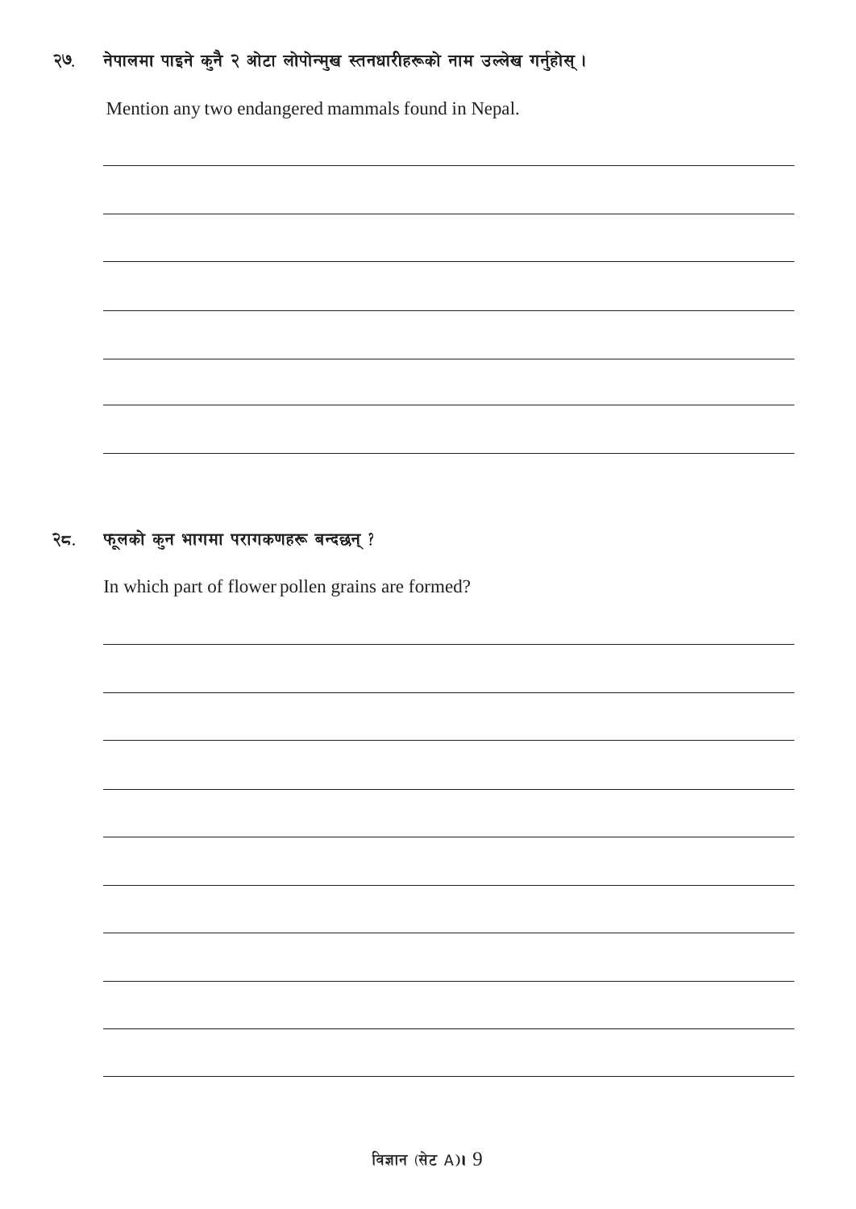२७. नेपालमा पाइने कुनै २ ओटा लोपोन्मुख स्तनधारीहरूको नाम उल्लेख गर्नुहोस् ।

Mention any two endangered mammals found in Nepal.

२८. फूलको कुन भागमा परागकणहरू बन्दछन् ?

In which part of flower pollen grains are formed?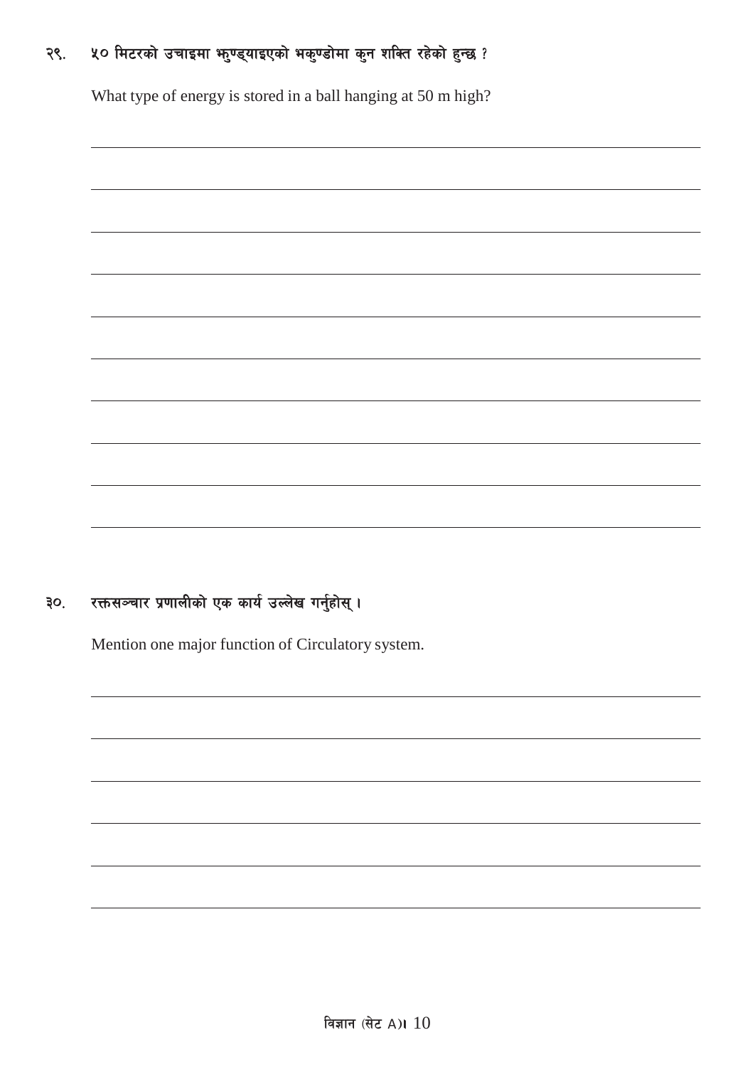२९. ५० मिटरको उचाइमा झुण्ड्याइएको भकुण्डोमा कुन शक्ति रहेको हुन्छ ?

What type of energy is stored in a ball hanging at 50 m high?

३०. रक्तसञ्चार प्रणालीको एक कार्य उल्लेख गर्नुहोस् ।

Mention one major function of Circulatory system.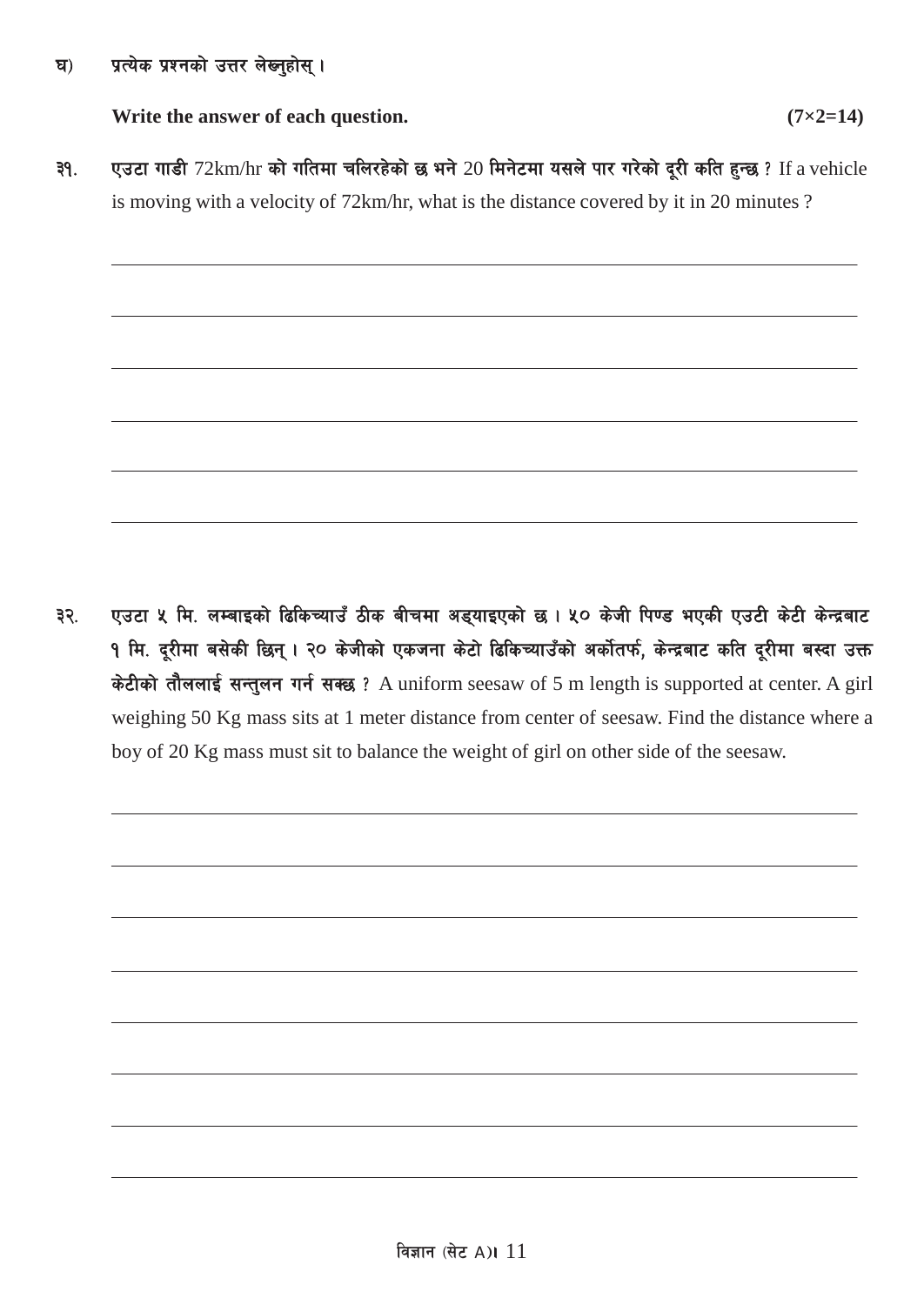घ) प्रत्येक प्रश्नको उत्तर लेख्नुहोस् ।

**Write the answer of each question.** **(7×2=14)**

३१. एउटा गाडी 72km/hr को गतिमा चलिरहेको छ भने 20 मिनेटमा यसले पार गरेको दूरी कति हुन्छ ? If a vehicle is moving with a velocity of 72km/hr, what is the distance covered by it in 20 minutes ?

३२. एउटा ५ मि. लम्बाइको ढिकिच्याउँ ठीक बीचमा अड्याइएको छ । ५० केजी पिण्ड भएकी एउटी केटी केन्द्रबाट १ मि. दूरीमा बसेकी छिन् । २० केजीको एकजना केटो ढिकिच्याउँको अर्कोतर्फ, केन्द्रबाट कति दूरीमा बस्दा उक्त केटीको तौललाई सन्तुलन गर्न सक्छ ? A uniform seesaw of 5 m length is supported at center. A girl weighing 50 Kg mass sits at 1 meter distance from center of seesaw. Find the distance where a boy of 20 Kg mass must sit to balance the weight of girl on other side of the seesaw.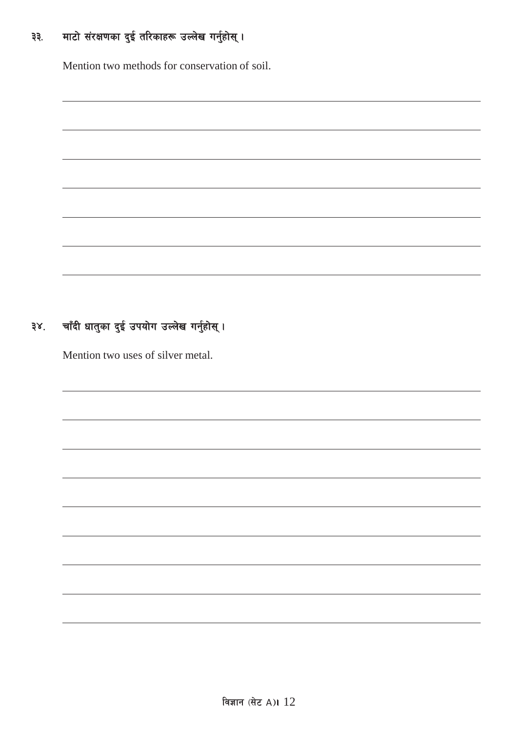३३. माटो संरक्षणका दुई तरिकाहरू उल्लेख गर्नुहोस् ।

Mention two methods for conservation of soil.

३४. चाँदी धातुका दुई उपयोग उल्लेख गर्नुहोस् ।

Mention two uses of silver metal.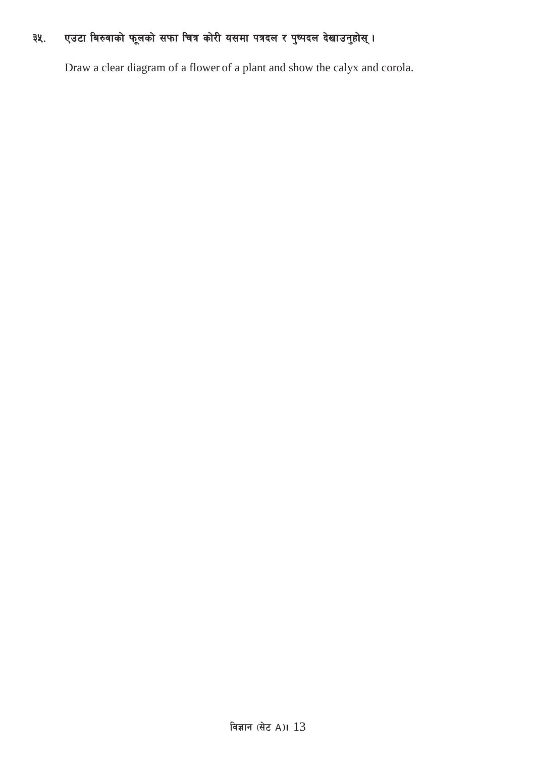३५. एउटा बिरुवाको फूलको सफा चित्र कोरी यसमा पत्रदल र पुष्पदल देखाउनुहोस् ।

Draw a clear diagram of a flower of a plant and show the calyx and corola.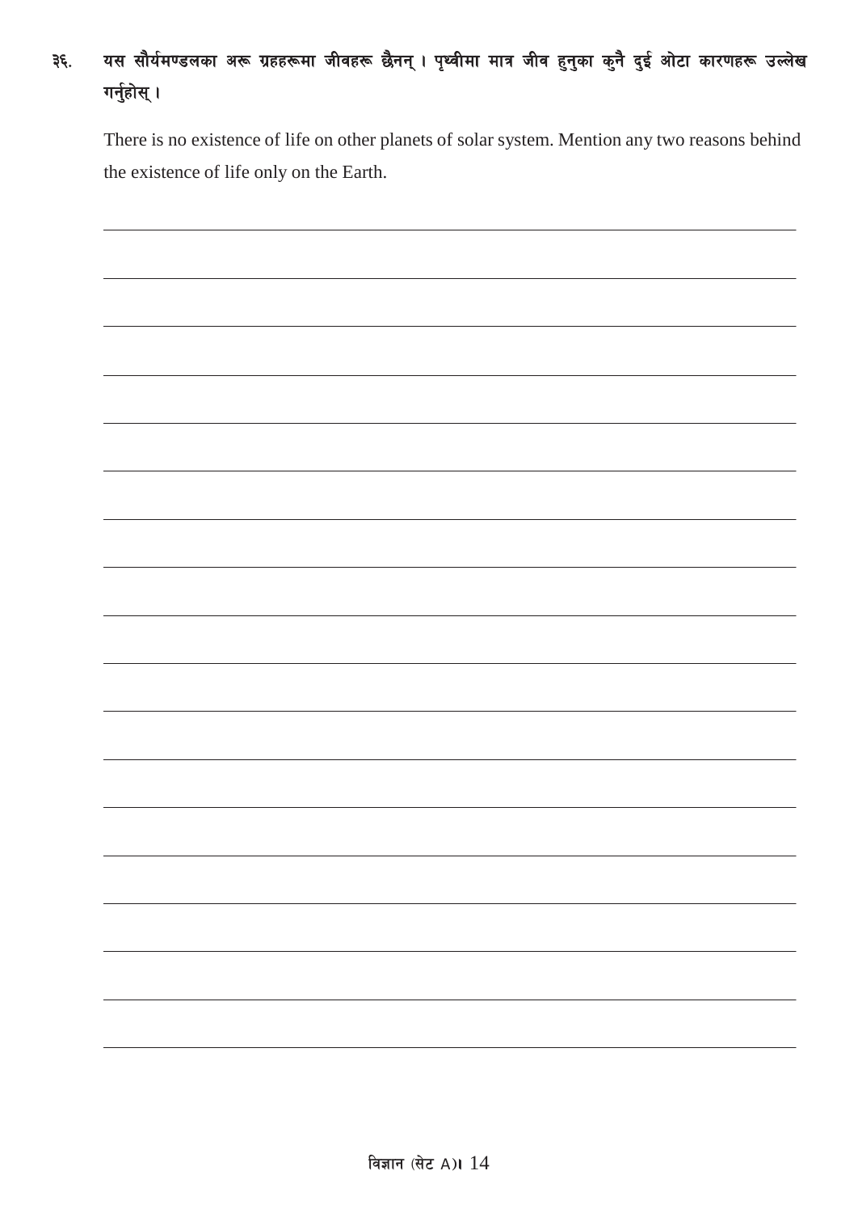३६. यस सौर्यमण्डलका अरू ग्रहहरूमा जीवहरू छैनन् । पृथ्वीमा मात्र जीव हुनुका कुनै दुई ओटा कारणहरू उल्लेख गर्नुहोस् ।

There is no existence of life on other planets of solar system. Mention any two reasons behind the existence of life only on the Earth.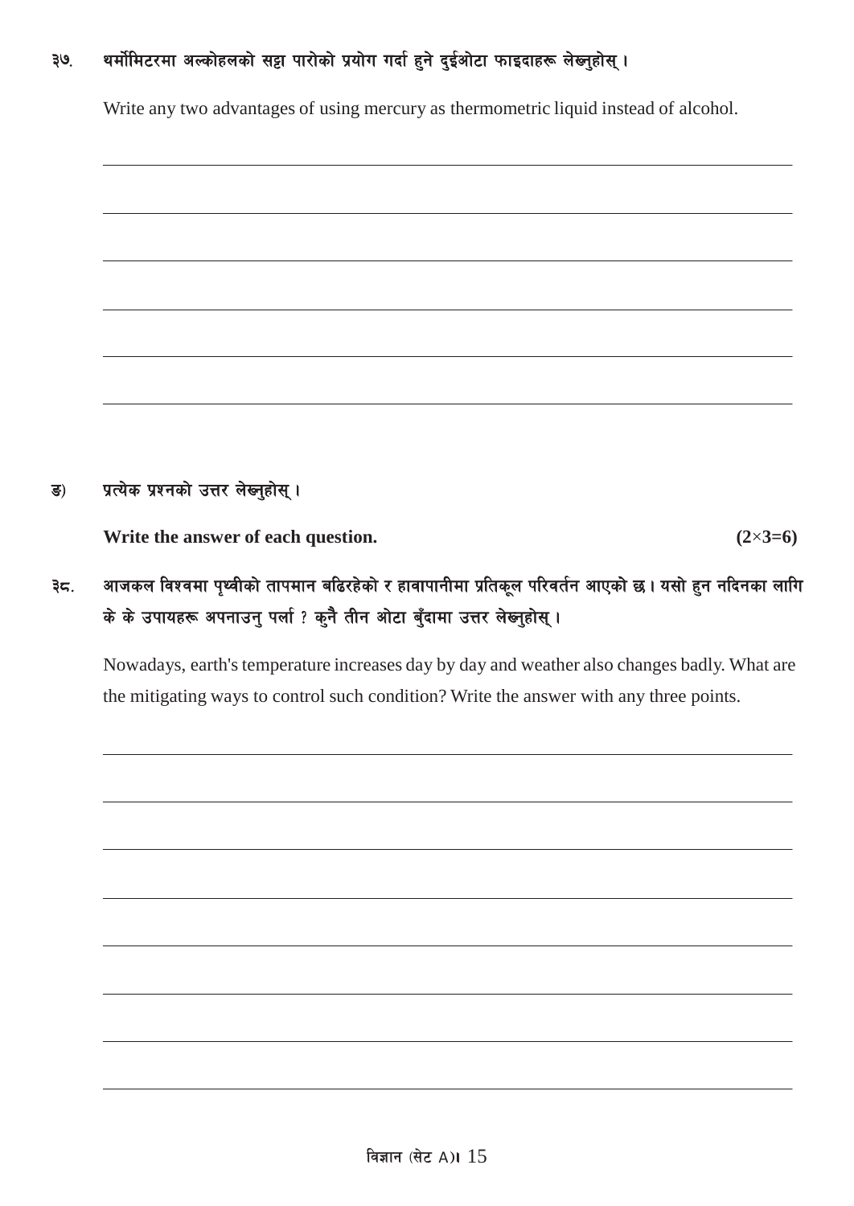३७. थर्मोमिटरमा अल्कोहलको सट्टा पारोको प्रयोग गर्दा हुने दुईओटा फाइदाहरू लेख्नुहोस् ।

Write any two advantages of using mercury as thermometric liquid instead of alcohol.

ङ) **प्रत्येक प्रश्नको उत्तर लेख्नुहोस् ।**

**Write the answer of each question.** **(2×3=6)**

३८. आजकल विश्वमा पृथ्वीको तापमान बढिरहेको र हावापानीमा प्रतिकूल परिवर्तन आएको छ । यसो हुन नदिनका लागि के के उपायहरू अपनाउनु पर्ला ? कुनै तीन ओटा बुँदामा उत्तर लेख्नुहोस् ।

Nowadays, earth's temperature increases day by day and weather also changes badly. What are the mitigating ways to control such condition? Write the answer with any three points.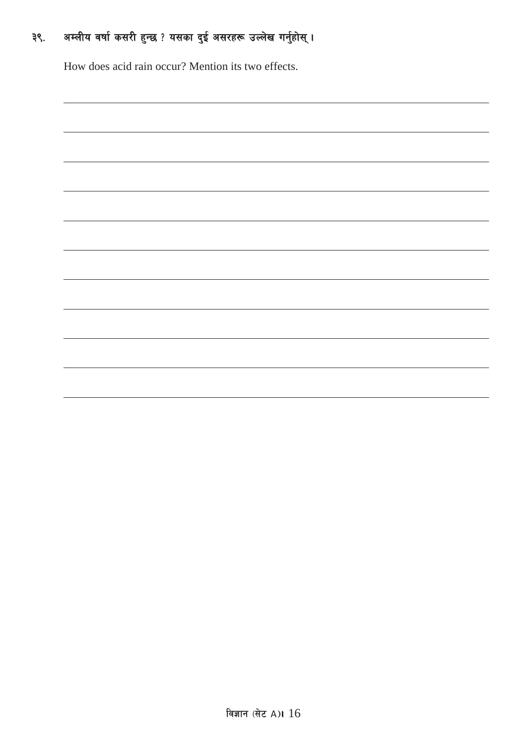३९. अम्लीय वर्षा कसरी हुन्छ ? यसका दुई असरहरू उल्लेख गर्नुहोस् ।

How does acid rain occur? Mention its two effects.